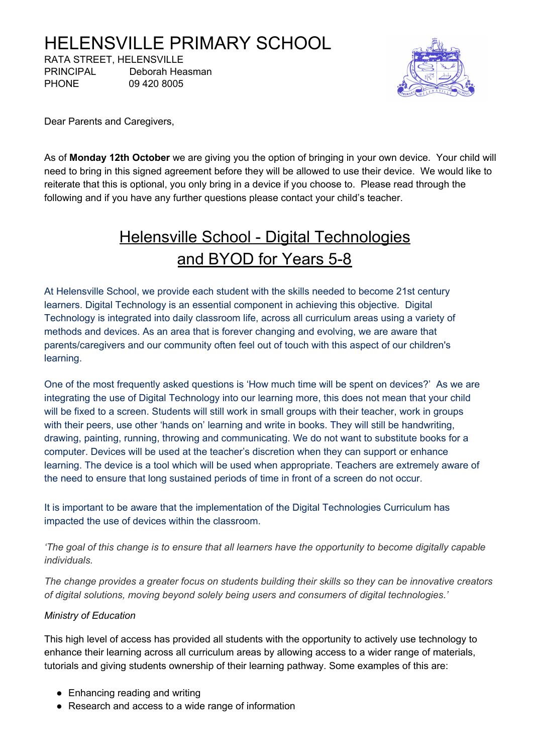# HELENSVILLE PRIMARY SCHOOL

RATA STREET, HELENSVILLE
PRINCIPAL Deborah Heasman
PHONE 09 420 8005

Dear Parents and Caregivers,

As of **Monday 12th October** we are giving you the option of bringing in your own device. Your child will need to bring in this signed agreement before they will be allowed to use their device. We would like to reiterate that this is optional, you only bring in a device if you choose to. Please read through the following and if you have any further questions please contact your child's teacher.

## Helensville School - Digital Technologies and BYOD for Years 5-8

At Helensville School, we provide each student with the skills needed to become 21st century learners. Digital Technology is an essential component in achieving this objective. Digital Technology is integrated into daily classroom life, across all curriculum areas using a variety of methods and devices. As an area that is forever changing and evolving, we are aware that parents/caregivers and our community often feel out of touch with this aspect of our children's learning.

One of the most frequently asked questions is 'How much time will be spent on devices?' As we are integrating the use of Digital Technology into our learning more, this does not mean that your child will be fixed to a screen. Students will still work in small groups with their teacher, work in groups with their peers, use other 'hands on' learning and write in books. They will still be handwriting, drawing, painting, running, throwing and communicating. We do not want to substitute books for a computer. Devices will be used at the teacher's discretion when they can support or enhance learning. The device is a tool which will be used when appropriate. Teachers are extremely aware of the need to ensure that long sustained periods of time in front of a screen do not occur.

It is important to be aware that the implementation of the Digital Technologies Curriculum has impacted the use of devices within the classroom.

*'The goal of this change is to ensure that all learners have the opportunity to become digitally capable individuals.*

*The change provides a greater focus on students building their skills so they can be innovative creators of digital solutions, moving beyond solely being users and consumers of digital technologies.'*

*Ministry of Education*

This high level of access has provided all students with the opportunity to actively use technology to enhance their learning across all curriculum areas by allowing access to a wider range of materials, tutorials and giving students ownership of their learning pathway. Some examples of this are:

- Enhancing reading and writing
- Research and access to a wide range of information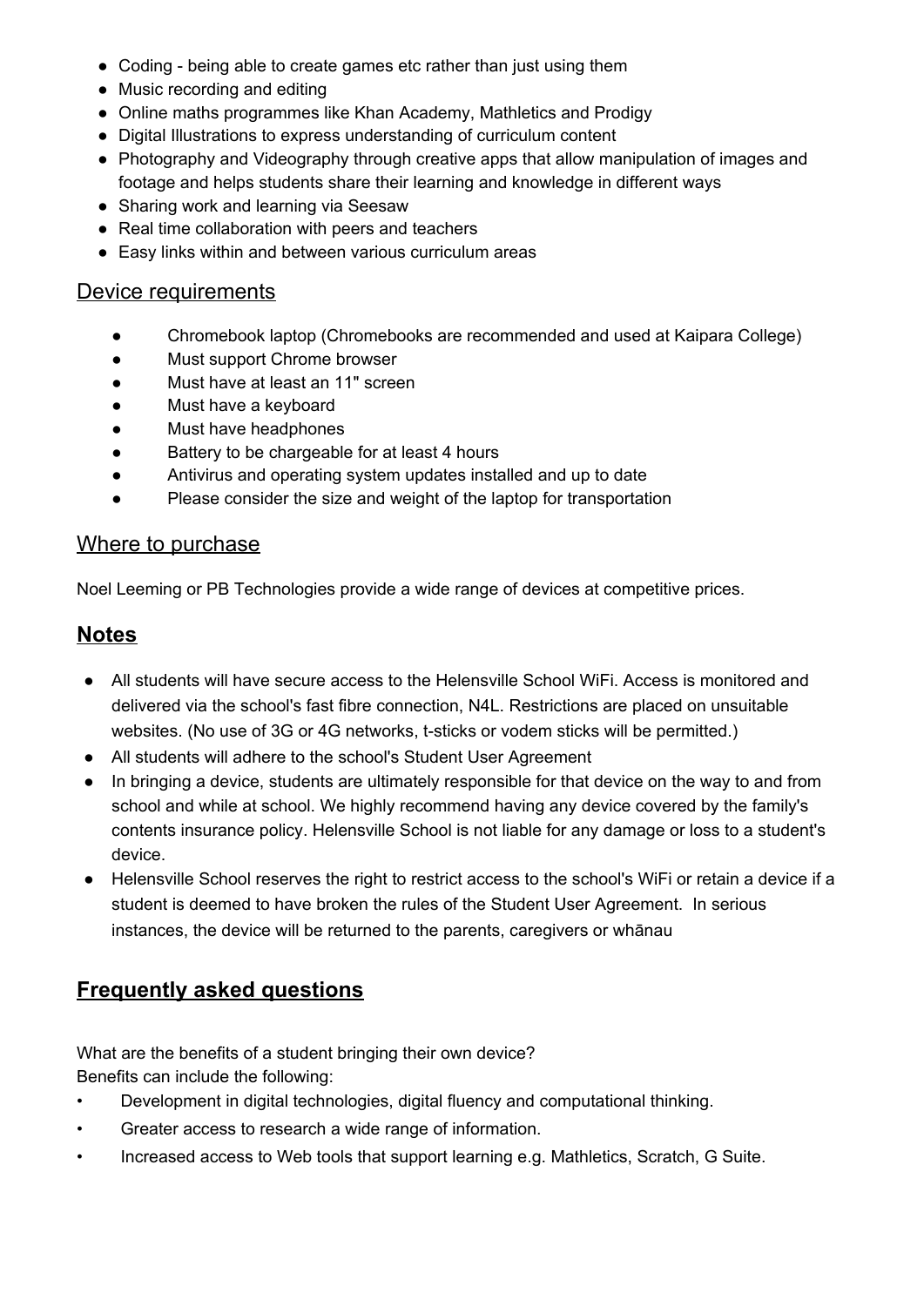- Coding - being able to create games etc rather than just using them
- Music recording and editing
- Online maths programmes like Khan Academy, Mathletics and Prodigy
- Digital Illustrations to express understanding of curriculum content
- Photography and Videography through creative apps that allow manipulation of images and footage and helps students share their learning and knowledge in different ways
- Sharing work and learning via Seesaw
- Real time collaboration with peers and teachers
- Easy links within and between various curriculum areas

## Device requirements

- Chromebook laptop (Chromebooks are recommended and used at Kaipara College)
- Must support Chrome browser
- Must have at least an 11" screen
- Must have a keyboard
- Must have headphones
- Battery to be chargeable for at least 4 hours
- Antivirus and operating system updates installed and up to date
- Please consider the size and weight of the laptop for transportation

## Where to purchase

Noel Leeming or PB Technologies provide a wide range of devices at competitive prices.

## **Notes**

- All students will have secure access to the Helensville School WiFi. Access is monitored and delivered via the school's fast fibre connection, N4L. Restrictions are placed on unsuitable websites. (No use of 3G or 4G networks, t-sticks or vodem sticks will be permitted.)
- All students will adhere to the school's Student User Agreement
- In bringing a device, students are ultimately responsible for that device on the way to and from school and while at school. We highly recommend having any device covered by the family's contents insurance policy. Helensville School is not liable for any damage or loss to a student's device.
- Helensville School reserves the right to restrict access to the school's WiFi or retain a device if a student is deemed to have broken the rules of the Student User Agreement. In serious instances, the device will be returned to the parents, caregivers or whānau

## **Frequently asked questions**

What are the benefits of a student bringing their own device?
Benefits can include the following:

- Development in digital technologies, digital fluency and computational thinking.
- Greater access to research a wide range of information.
- Increased access to Web tools that support learning e.g. Mathletics, Scratch, G Suite.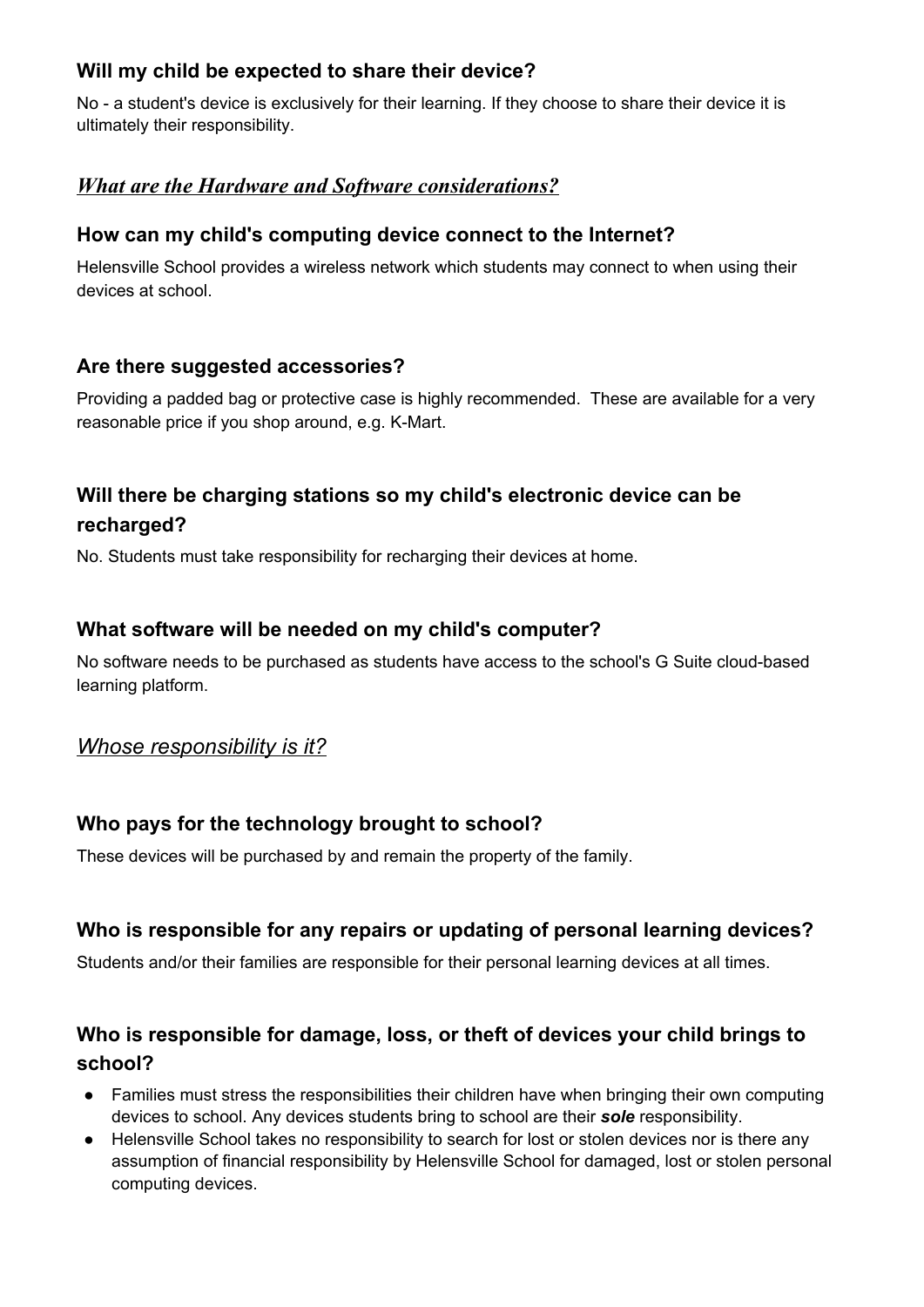### Will my child be expected to share their device?

No - a student's device is exclusively for their learning. If they choose to share their device it is ultimately their responsibility.

## ***What are the Hardware and Software considerations?***

### How can my child's computing device connect to the Internet?

Helensville School provides a wireless network which students may connect to when using their devices at school.

### Are there suggested accessories?

Providing a padded bag or protective case is highly recommended. These are available for a very reasonable price if you shop around, e.g. K-Mart.

### Will there be charging stations so my child's electronic device can be recharged?

No. Students must take responsibility for recharging their devices at home.

### What software will be needed on my child's computer?

No software needs to be purchased as students have access to the school's G Suite cloud-based learning platform.

## *Whose responsibility is it?*

### Who pays for the technology brought to school?

These devices will be purchased by and remain the property of the family.

### Who is responsible for any repairs or updating of personal learning devices?

Students and/or their families are responsible for their personal learning devices at all times.

### Who is responsible for damage, loss, or theft of devices your child brings to school?

- Families must stress the responsibilities their children have when bringing their own computing devices to school. Any devices students bring to school are their ***sole*** responsibility.
- Helensville School takes no responsibility to search for lost or stolen devices nor is there any assumption of financial responsibility by Helensville School for damaged, lost or stolen personal computing devices.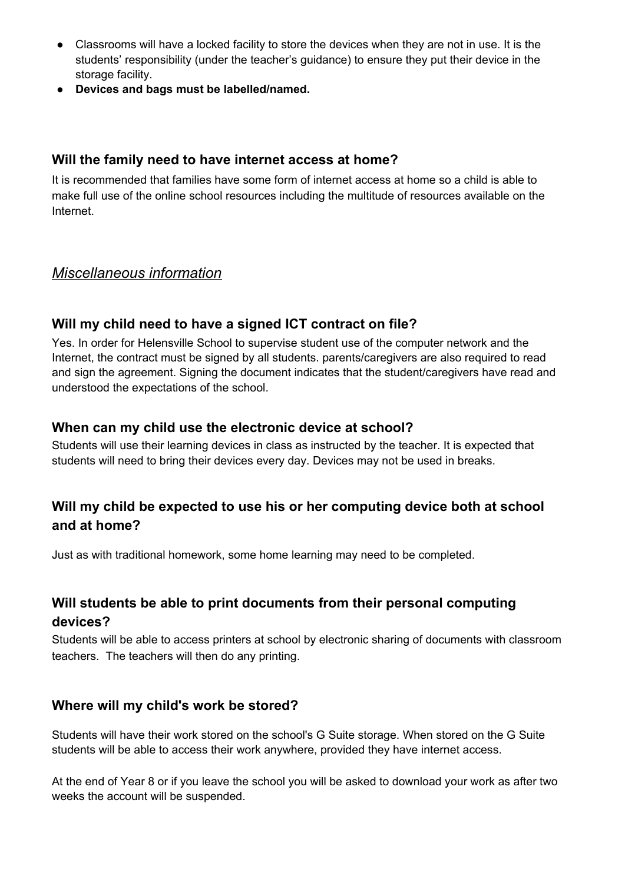- Classrooms will have a locked facility to store the devices when they are not in use. It is the students' responsibility (under the teacher's guidance) to ensure they put their device in the storage facility.
- **Devices and bags must be labelled/named.**

### Will the family need to have internet access at home?

It is recommended that families have some form of internet access at home so a child is able to make full use of the online school resources including the multitude of resources available on the Internet.

## *Miscellaneous information*

### Will my child need to have a signed ICT contract on file?

Yes. In order for Helensville School to supervise student use of the computer network and the Internet, the contract must be signed by all students. parents/caregivers are also required to read and sign the agreement. Signing the document indicates that the student/caregivers have read and understood the expectations of the school.

### When can my child use the electronic device at school?

Students will use their learning devices in class as instructed by the teacher. It is expected that students will need to bring their devices every day. Devices may not be used in breaks.

### Will my child be expected to use his or her computing device both at school and at home?

Just as with traditional homework, some home learning may need to be completed.

### Will students be able to print documents from their personal computing devices?

Students will be able to access printers at school by electronic sharing of documents with classroom teachers. The teachers will then do any printing.

### Where will my child's work be stored?

Students will have their work stored on the school's G Suite storage. When stored on the G Suite students will be able to access their work anywhere, provided they have internet access.

At the end of Year 8 or if you leave the school you will be asked to download your work as after two weeks the account will be suspended.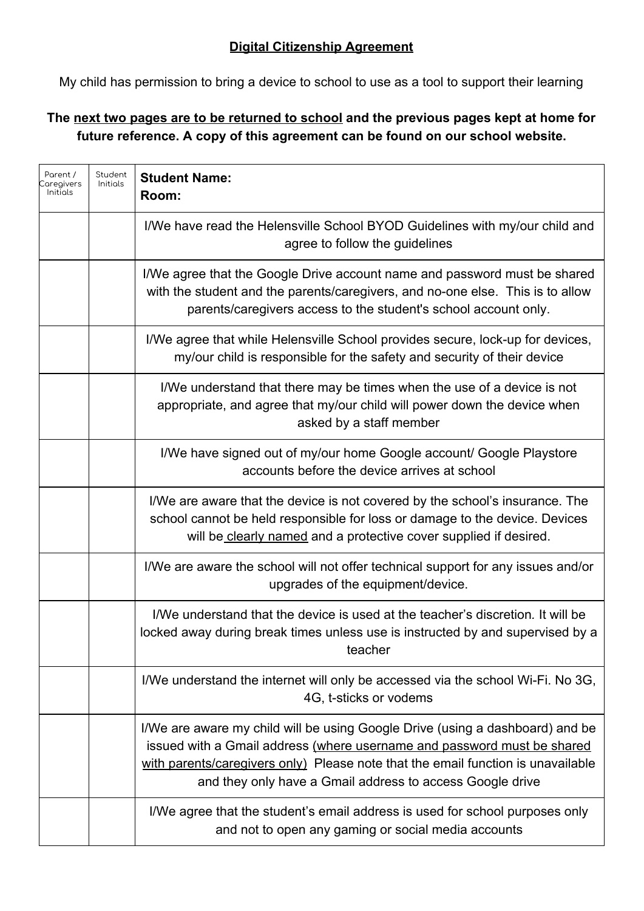**<u>Digital Citizenship Agreement</u>**

My child has permission to bring a device to school to use as a tool to support their learning

**The <u>next two pages are to be returned to school</u> and the previous pages kept at home for future reference. A copy of this agreement can be found on our school website.**

| Parent / Caregivers Initials | Student Initials | **Student Name:**<br>**Room:** |
|---|---|---|
| | | I/We have read the Helensville School BYOD Guidelines with my/our child and agree to follow the guidelines |
| | | I/We agree that the Google Drive account name and password must be shared with the student and the parents/caregivers, and no-one else. This is to allow parents/caregivers access to the student's school account only. |
| | | I/We agree that while Helensville School provides secure, lock-up for devices, my/our child is responsible for the safety and security of their device |
| | | I/We understand that there may be times when the use of a device is not appropriate, and agree that my/our child will power down the device when asked by a staff member |
| | | I/We have signed out of my/our home Google account/ Google Playstore accounts before the device arrives at school |
| | | I/We are aware that the device is not covered by the school's insurance. The school cannot be held responsible for loss or damage to the device. Devices will be <u>clearly named</u> and a protective cover supplied if desired. |
| | | I/We are aware the school will not offer technical support for any issues and/or upgrades of the equipment/device. |
| | | I/We understand that the device is used at the teacher's discretion. It will be locked away during break times unless use is instructed by and supervised by a teacher |
| | | I/We understand the internet will only be accessed via the school Wi-Fi. No 3G, 4G, t-sticks or vodems |
| | | I/We are aware my child will be using Google Drive (using a dashboard) and be issued with a Gmail address <u>(where username and password must be shared with parents/caregivers only)</u> Please note that the email function is unavailable and they only have a Gmail address to access Google drive |
| | | I/We agree that the student's email address is used for school purposes only and not to open any gaming or social media accounts |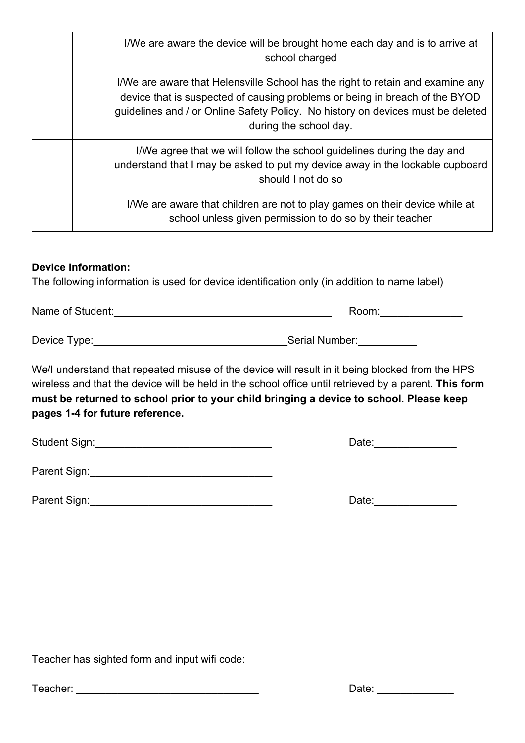| | | |
|---|---|---|
| | | I/We are aware the device will be brought home each day and is to arrive at school charged |
| | | I/We are aware that Helensville School has the right to retain and examine any device that is suspected of causing problems or being in breach of the BYOD guidelines and / or Online Safety Policy. No history on devices must be deleted during the school day. |
| | | I/We agree that we will follow the school guidelines during the day and understand that I may be asked to put my device away in the lockable cupboard should I not do so |
| | | I/We are aware that children are not to play games on their device while at school unless given permission to do so by their teacher |

**Device Information:**
The following information is used for device identification only (in addition to name label)

Name of Student:______________________________________ Room:______________

Device Type:_________________________________Serial Number:__________

We/I understand that repeated misuse of the device will result in it being blocked from the HPS wireless and that the device will be held in the school office until retrieved by a parent. **This form must be returned to school prior to your child bringing a device to school. Please keep pages 1-4 for future reference.**

Student Sign:______________________________ Date:______________

Parent Sign:_______________________________

Parent Sign:_______________________________ Date:______________

Teacher has sighted form and input wifi code:

Teacher: _______________________________ Date: _____________